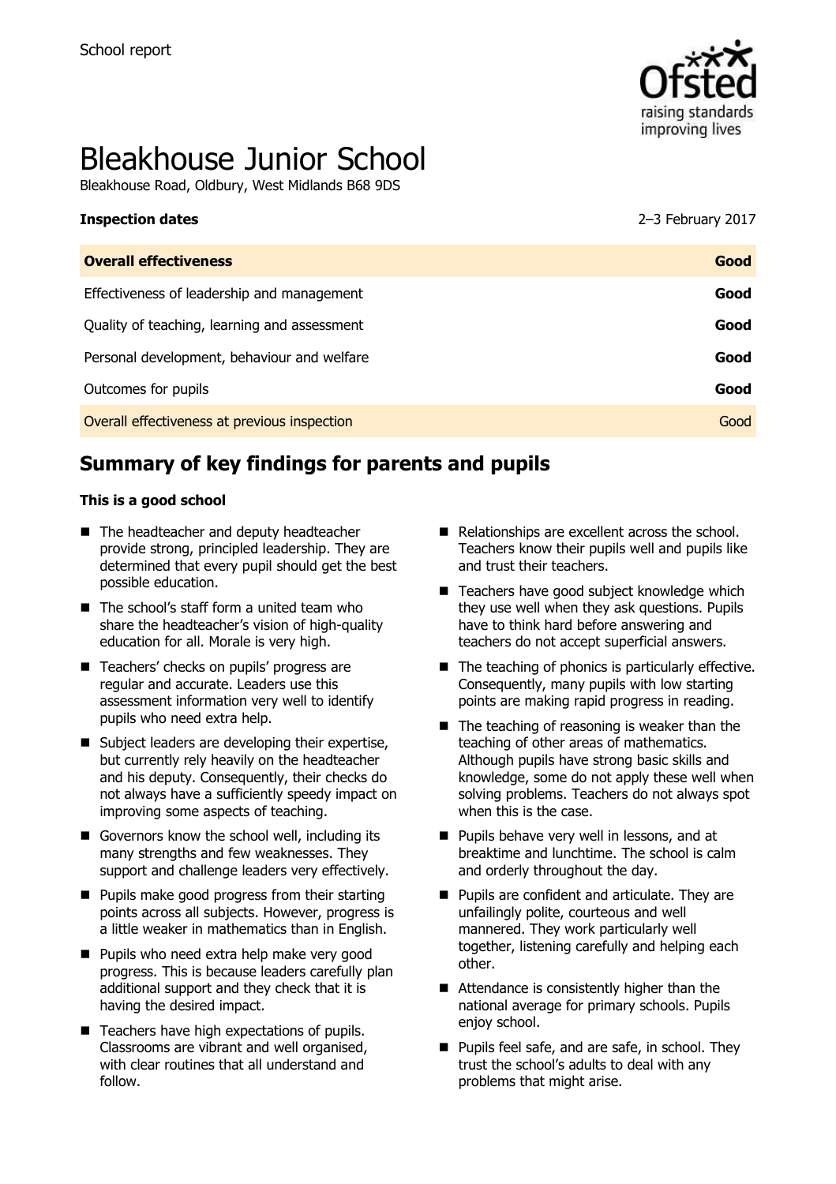School report

# Bleakhouse Junior School

Bleakhouse Road, Oldbury, West Midlands B68 9DS

| **Inspection dates** | 2–3 February 2017 |
|---|---|
| **Overall effectiveness** | **Good** |
| Effectiveness of leadership and management | **Good** |
| Quality of teaching, learning and assessment | **Good** |
| Personal development, behaviour and welfare | **Good** |
| Outcomes for pupils | **Good** |
| Overall effectiveness at previous inspection | Good |

## Summary of key findings for parents and pupils

**This is a good school**

- The headteacher and deputy headteacher provide strong, principled leadership. They are determined that every pupil should get the best possible education.
- The school's staff form a united team who share the headteacher's vision of high-quality education for all. Morale is very high.
- Teachers' checks on pupils' progress are regular and accurate. Leaders use this assessment information very well to identify pupils who need extra help.
- Subject leaders are developing their expertise, but currently rely heavily on the headteacher and his deputy. Consequently, their checks do not always have a sufficiently speedy impact on improving some aspects of teaching.
- Governors know the school well, including its many strengths and few weaknesses. They support and challenge leaders very effectively.
- Pupils make good progress from their starting points across all subjects. However, progress is a little weaker in mathematics than in English.
- Pupils who need extra help make very good progress. This is because leaders carefully plan additional support and they check that it is having the desired impact.
- Teachers have high expectations of pupils. Classrooms are vibrant and well organised, with clear routines that all understand and follow.
- Relationships are excellent across the school. Teachers know their pupils well and pupils like and trust their teachers.
- Teachers have good subject knowledge which they use well when they ask questions. Pupils have to think hard before answering and teachers do not accept superficial answers.
- The teaching of phonics is particularly effective. Consequently, many pupils with low starting points are making rapid progress in reading.
- The teaching of reasoning is weaker than the teaching of other areas of mathematics. Although pupils have strong basic skills and knowledge, some do not apply these well when solving problems. Teachers do not always spot when this is the case.
- Pupils behave very well in lessons, and at breaktime and lunchtime. The school is calm and orderly throughout the day.
- Pupils are confident and articulate. They are unfailingly polite, courteous and well mannered. They work particularly well together, listening carefully and helping each other.
- Attendance is consistently higher than the national average for primary schools. Pupils enjoy school.
- Pupils feel safe, and are safe, in school. They trust the school's adults to deal with any problems that might arise.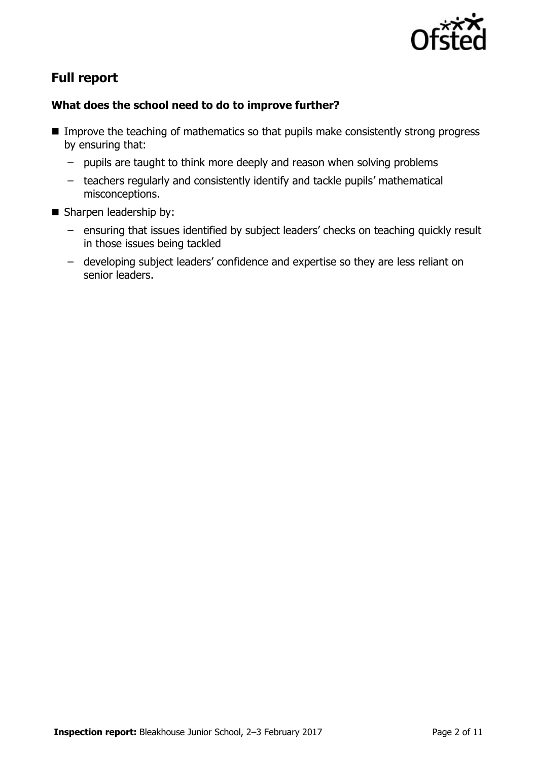## Full report

### What does the school need to do to improve further?

- Improve the teaching of mathematics so that pupils make consistently strong progress by ensuring that:
  - pupils are taught to think more deeply and reason when solving problems
  - teachers regularly and consistently identify and tackle pupils' mathematical misconceptions.
- Sharpen leadership by:
  - ensuring that issues identified by subject leaders' checks on teaching quickly result in those issues being tackled
  - developing subject leaders' confidence and expertise so they are less reliant on senior leaders.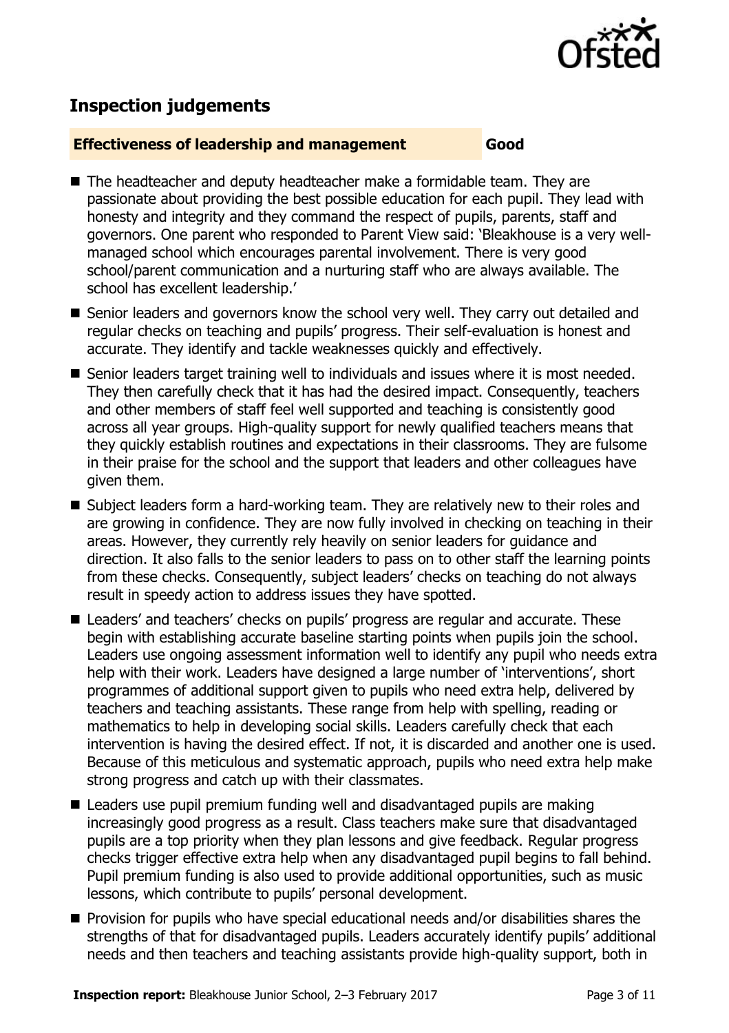## Inspection judgements

**Effectiveness of leadership and management** **Good**

- The headteacher and deputy headteacher make a formidable team. They are passionate about providing the best possible education for each pupil. They lead with honesty and integrity and they command the respect of pupils, parents, staff and governors. One parent who responded to Parent View said: 'Bleakhouse is a very well-managed school which encourages parental involvement. There is very good school/parent communication and a nurturing staff who are always available. The school has excellent leadership.'
- Senior leaders and governors know the school very well. They carry out detailed and regular checks on teaching and pupils' progress. Their self-evaluation is honest and accurate. They identify and tackle weaknesses quickly and effectively.
- Senior leaders target training well to individuals and issues where it is most needed. They then carefully check that it has had the desired impact. Consequently, teachers and other members of staff feel well supported and teaching is consistently good across all year groups. High-quality support for newly qualified teachers means that they quickly establish routines and expectations in their classrooms. They are fulsome in their praise for the school and the support that leaders and other colleagues have given them.
- Subject leaders form a hard-working team. They are relatively new to their roles and are growing in confidence. They are now fully involved in checking on teaching in their areas. However, they currently rely heavily on senior leaders for guidance and direction. It also falls to the senior leaders to pass on to other staff the learning points from these checks. Consequently, subject leaders' checks on teaching do not always result in speedy action to address issues they have spotted.
- Leaders' and teachers' checks on pupils' progress are regular and accurate. These begin with establishing accurate baseline starting points when pupils join the school. Leaders use ongoing assessment information well to identify any pupil who needs extra help with their work. Leaders have designed a large number of 'interventions', short programmes of additional support given to pupils who need extra help, delivered by teachers and teaching assistants. These range from help with spelling, reading or mathematics to help in developing social skills. Leaders carefully check that each intervention is having the desired effect. If not, it is discarded and another one is used. Because of this meticulous and systematic approach, pupils who need extra help make strong progress and catch up with their classmates.
- Leaders use pupil premium funding well and disadvantaged pupils are making increasingly good progress as a result. Class teachers make sure that disadvantaged pupils are a top priority when they plan lessons and give feedback. Regular progress checks trigger effective extra help when any disadvantaged pupil begins to fall behind. Pupil premium funding is also used to provide additional opportunities, such as music lessons, which contribute to pupils' personal development.
- Provision for pupils who have special educational needs and/or disabilities shares the strengths of that for disadvantaged pupils. Leaders accurately identify pupils' additional needs and then teachers and teaching assistants provide high-quality support, both in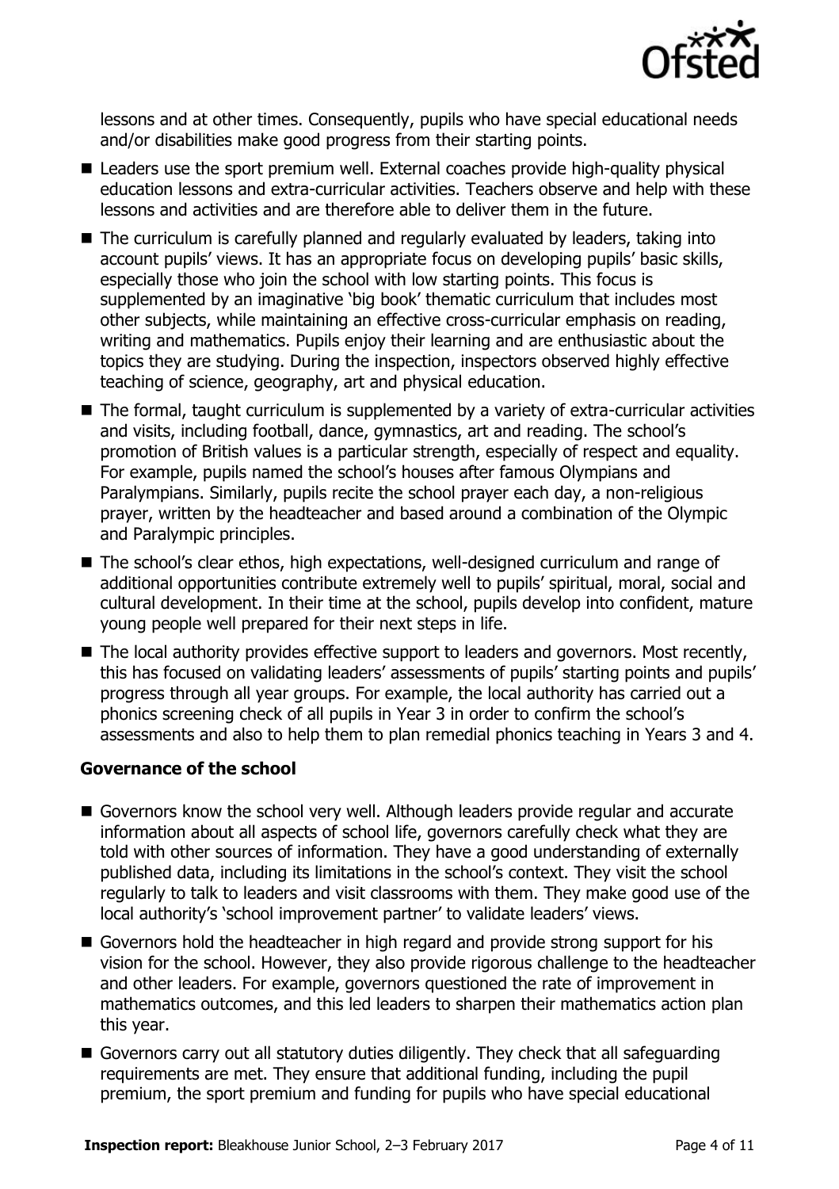lessons and at other times. Consequently, pupils who have special educational needs and/or disabilities make good progress from their starting points.

- Leaders use the sport premium well. External coaches provide high-quality physical education lessons and extra-curricular activities. Teachers observe and help with these lessons and activities and are therefore able to deliver them in the future.
- The curriculum is carefully planned and regularly evaluated by leaders, taking into account pupils' views. It has an appropriate focus on developing pupils' basic skills, especially those who join the school with low starting points. This focus is supplemented by an imaginative 'big book' thematic curriculum that includes most other subjects, while maintaining an effective cross-curricular emphasis on reading, writing and mathematics. Pupils enjoy their learning and are enthusiastic about the topics they are studying. During the inspection, inspectors observed highly effective teaching of science, geography, art and physical education.
- The formal, taught curriculum is supplemented by a variety of extra-curricular activities and visits, including football, dance, gymnastics, art and reading. The school's promotion of British values is a particular strength, especially of respect and equality. For example, pupils named the school's houses after famous Olympians and Paralympians. Similarly, pupils recite the school prayer each day, a non-religious prayer, written by the headteacher and based around a combination of the Olympic and Paralympic principles.
- The school's clear ethos, high expectations, well-designed curriculum and range of additional opportunities contribute extremely well to pupils' spiritual, moral, social and cultural development. In their time at the school, pupils develop into confident, mature young people well prepared for their next steps in life.
- The local authority provides effective support to leaders and governors. Most recently, this has focused on validating leaders' assessments of pupils' starting points and pupils' progress through all year groups. For example, the local authority has carried out a phonics screening check of all pupils in Year 3 in order to confirm the school's assessments and also to help them to plan remedial phonics teaching in Years 3 and 4.

### Governance of the school

- Governors know the school very well. Although leaders provide regular and accurate information about all aspects of school life, governors carefully check what they are told with other sources of information. They have a good understanding of externally published data, including its limitations in the school's context. They visit the school regularly to talk to leaders and visit classrooms with them. They make good use of the local authority's 'school improvement partner' to validate leaders' views.
- Governors hold the headteacher in high regard and provide strong support for his vision for the school. However, they also provide rigorous challenge to the headteacher and other leaders. For example, governors questioned the rate of improvement in mathematics outcomes, and this led leaders to sharpen their mathematics action plan this year.
- Governors carry out all statutory duties diligently. They check that all safeguarding requirements are met. They ensure that additional funding, including the pupil premium, the sport premium and funding for pupils who have special educational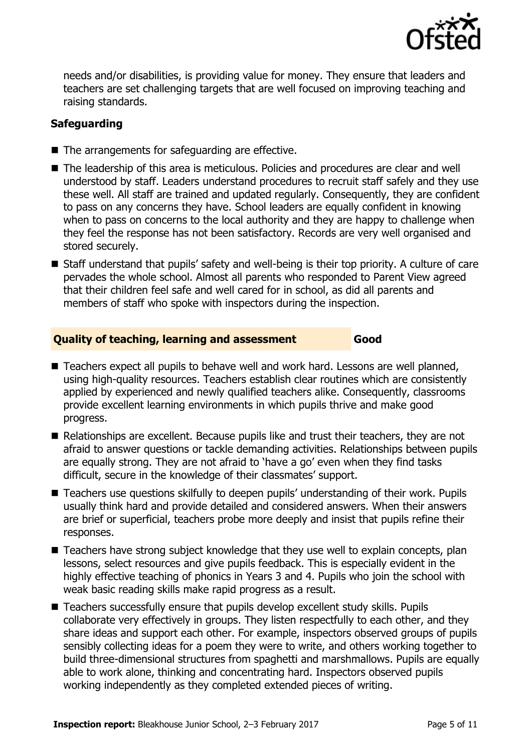needs and/or disabilities, is providing value for money. They ensure that leaders and teachers are set challenging targets that are well focused on improving teaching and raising standards.

### Safeguarding

- The arrangements for safeguarding are effective.
- The leadership of this area is meticulous. Policies and procedures are clear and well understood by staff. Leaders understand procedures to recruit staff safely and they use these well. All staff are trained and updated regularly. Consequently, they are confident to pass on any concerns they have. School leaders are equally confident in knowing when to pass on concerns to the local authority and they are happy to challenge when they feel the response has not been satisfactory. Records are very well organised and stored securely.
- Staff understand that pupils' safety and well-being is their top priority. A culture of care pervades the whole school. Almost all parents who responded to Parent View agreed that their children feel safe and well cared for in school, as did all parents and members of staff who spoke with inspectors during the inspection.

### Quality of teaching, learning and assessment — Good

- Teachers expect all pupils to behave well and work hard. Lessons are well planned, using high-quality resources. Teachers establish clear routines which are consistently applied by experienced and newly qualified teachers alike. Consequently, classrooms provide excellent learning environments in which pupils thrive and make good progress.
- Relationships are excellent. Because pupils like and trust their teachers, they are not afraid to answer questions or tackle demanding activities. Relationships between pupils are equally strong. They are not afraid to 'have a go' even when they find tasks difficult, secure in the knowledge of their classmates' support.
- Teachers use questions skilfully to deepen pupils' understanding of their work. Pupils usually think hard and provide detailed and considered answers. When their answers are brief or superficial, teachers probe more deeply and insist that pupils refine their responses.
- Teachers have strong subject knowledge that they use well to explain concepts, plan lessons, select resources and give pupils feedback. This is especially evident in the highly effective teaching of phonics in Years 3 and 4. Pupils who join the school with weak basic reading skills make rapid progress as a result.
- Teachers successfully ensure that pupils develop excellent study skills. Pupils collaborate very effectively in groups. They listen respectfully to each other, and they share ideas and support each other. For example, inspectors observed groups of pupils sensibly collecting ideas for a poem they were to write, and others working together to build three-dimensional structures from spaghetti and marshmallows. Pupils are equally able to work alone, thinking and concentrating hard. Inspectors observed pupils working independently as they completed extended pieces of writing.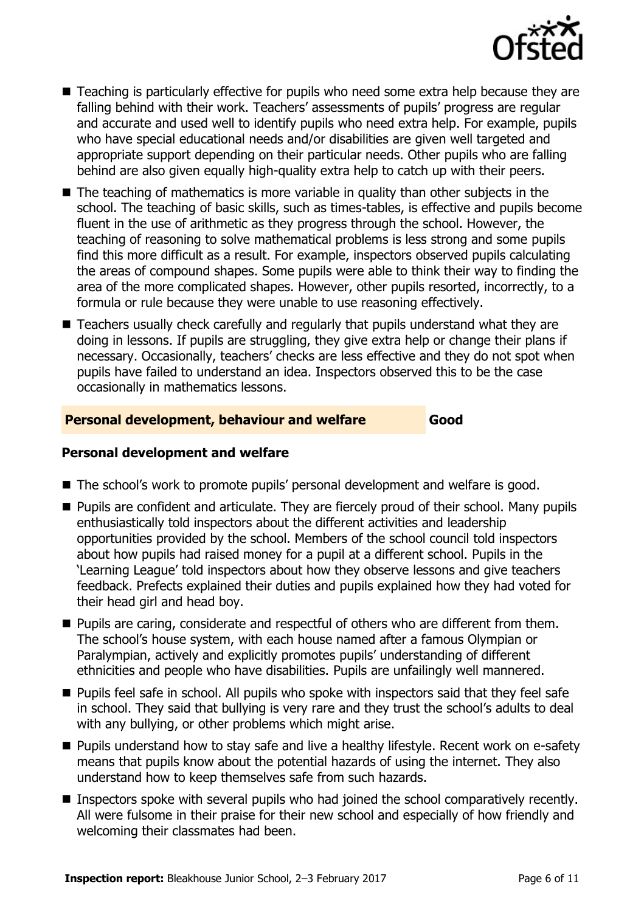- Teaching is particularly effective for pupils who need some extra help because they are falling behind with their work. Teachers' assessments of pupils' progress are regular and accurate and used well to identify pupils who need extra help. For example, pupils who have special educational needs and/or disabilities are given well targeted and appropriate support depending on their particular needs. Other pupils who are falling behind are also given equally high-quality extra help to catch up with their peers.
- The teaching of mathematics is more variable in quality than other subjects in the school. The teaching of basic skills, such as times-tables, is effective and pupils become fluent in the use of arithmetic as they progress through the school. However, the teaching of reasoning to solve mathematical problems is less strong and some pupils find this more difficult as a result. For example, inspectors observed pupils calculating the areas of compound shapes. Some pupils were able to think their way to finding the area of the more complicated shapes. However, other pupils resorted, incorrectly, to a formula or rule because they were unable to use reasoning effectively.
- Teachers usually check carefully and regularly that pupils understand what they are doing in lessons. If pupils are struggling, they give extra help or change their plans if necessary. Occasionally, teachers' checks are less effective and they do not spot when pupils have failed to understand an idea. Inspectors observed this to be the case occasionally in mathematics lessons.

## Personal development, behaviour and welfare — Good

### Personal development and welfare

- The school's work to promote pupils' personal development and welfare is good.
- Pupils are confident and articulate. They are fiercely proud of their school. Many pupils enthusiastically told inspectors about the different activities and leadership opportunities provided by the school. Members of the school council told inspectors about how pupils had raised money for a pupil at a different school. Pupils in the 'Learning League' told inspectors about how they observe lessons and give teachers feedback. Prefects explained their duties and pupils explained how they had voted for their head girl and head boy.
- Pupils are caring, considerate and respectful of others who are different from them. The school's house system, with each house named after a famous Olympian or Paralympian, actively and explicitly promotes pupils' understanding of different ethnicities and people who have disabilities. Pupils are unfailingly well mannered.
- Pupils feel safe in school. All pupils who spoke with inspectors said that they feel safe in school. They said that bullying is very rare and they trust the school's adults to deal with any bullying, or other problems which might arise.
- Pupils understand how to stay safe and live a healthy lifestyle. Recent work on e-safety means that pupils know about the potential hazards of using the internet. They also understand how to keep themselves safe from such hazards.
- Inspectors spoke with several pupils who had joined the school comparatively recently. All were fulsome in their praise for their new school and especially of how friendly and welcoming their classmates had been.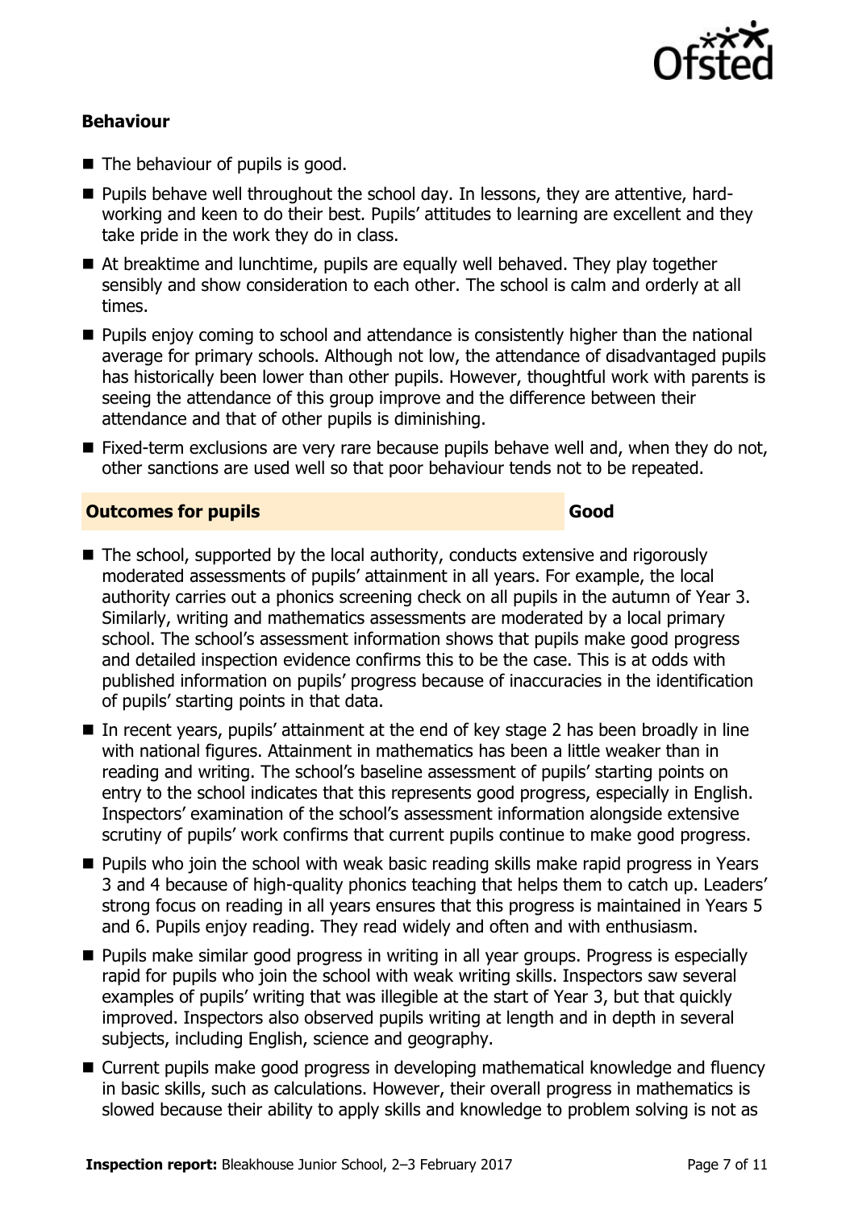### Behaviour

- The behaviour of pupils is good.
- Pupils behave well throughout the school day. In lessons, they are attentive, hard-working and keen to do their best. Pupils' attitudes to learning are excellent and they take pride in the work they do in class.
- At breaktime and lunchtime, pupils are equally well behaved. They play together sensibly and show consideration to each other. The school is calm and orderly at all times.
- Pupils enjoy coming to school and attendance is consistently higher than the national average for primary schools. Although not low, the attendance of disadvantaged pupils has historically been lower than other pupils. However, thoughtful work with parents is seeing the attendance of this group improve and the difference between their attendance and that of other pupils is diminishing.
- Fixed-term exclusions are very rare because pupils behave well and, when they do not, other sanctions are used well so that poor behaviour tends not to be repeated.

| **Outcomes for pupils** | **Good** |
|---|---|

- The school, supported by the local authority, conducts extensive and rigorously moderated assessments of pupils' attainment in all years. For example, the local authority carries out a phonics screening check on all pupils in the autumn of Year 3. Similarly, writing and mathematics assessments are moderated by a local primary school. The school's assessment information shows that pupils make good progress and detailed inspection evidence confirms this to be the case. This is at odds with published information on pupils' progress because of inaccuracies in the identification of pupils' starting points in that data.
- In recent years, pupils' attainment at the end of key stage 2 has been broadly in line with national figures. Attainment in mathematics has been a little weaker than in reading and writing. The school's baseline assessment of pupils' starting points on entry to the school indicates that this represents good progress, especially in English. Inspectors' examination of the school's assessment information alongside extensive scrutiny of pupils' work confirms that current pupils continue to make good progress.
- Pupils who join the school with weak basic reading skills make rapid progress in Years 3 and 4 because of high-quality phonics teaching that helps them to catch up. Leaders' strong focus on reading in all years ensures that this progress is maintained in Years 5 and 6. Pupils enjoy reading. They read widely and often and with enthusiasm.
- Pupils make similar good progress in writing in all year groups. Progress is especially rapid for pupils who join the school with weak writing skills. Inspectors saw several examples of pupils' writing that was illegible at the start of Year 3, but that quickly improved. Inspectors also observed pupils writing at length and in depth in several subjects, including English, science and geography.
- Current pupils make good progress in developing mathematical knowledge and fluency in basic skills, such as calculations. However, their overall progress in mathematics is slowed because their ability to apply skills and knowledge to problem solving is not as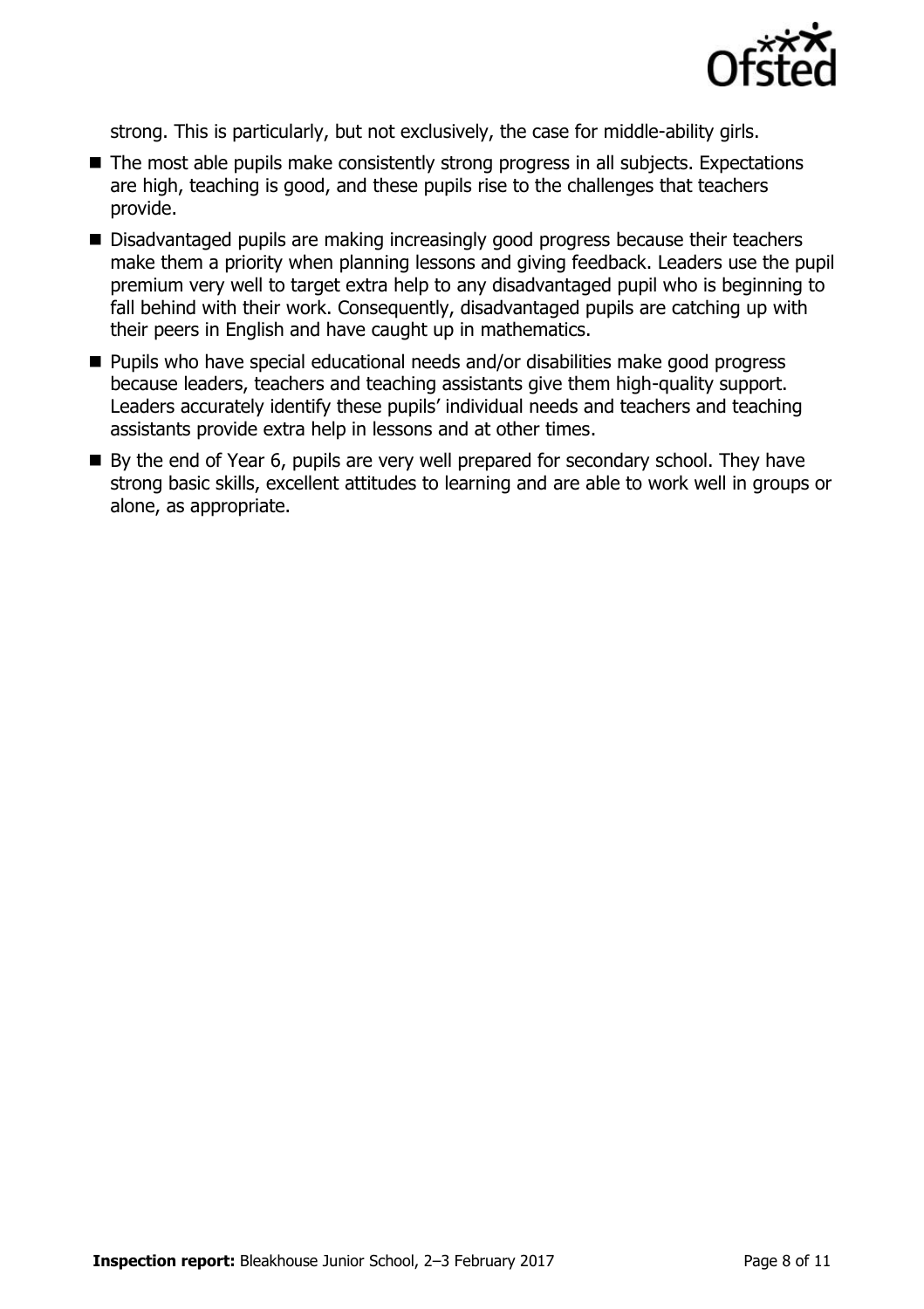strong. This is particularly, but not exclusively, the case for middle-ability girls.

- The most able pupils make consistently strong progress in all subjects. Expectations are high, teaching is good, and these pupils rise to the challenges that teachers provide.
- Disadvantaged pupils are making increasingly good progress because their teachers make them a priority when planning lessons and giving feedback. Leaders use the pupil premium very well to target extra help to any disadvantaged pupil who is beginning to fall behind with their work. Consequently, disadvantaged pupils are catching up with their peers in English and have caught up in mathematics.
- Pupils who have special educational needs and/or disabilities make good progress because leaders, teachers and teaching assistants give them high-quality support. Leaders accurately identify these pupils' individual needs and teachers and teaching assistants provide extra help in lessons and at other times.
- By the end of Year 6, pupils are very well prepared for secondary school. They have strong basic skills, excellent attitudes to learning and are able to work well in groups or alone, as appropriate.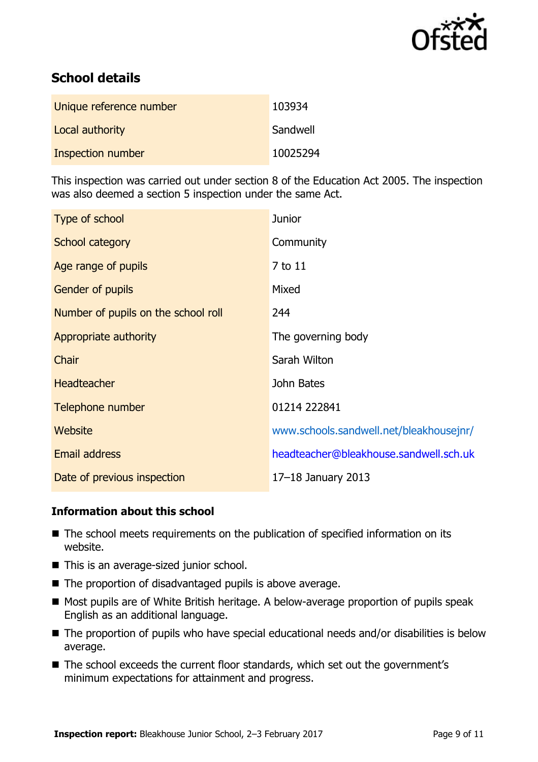## School details

| | |
|---|---|
| Unique reference number | 103934 |
| Local authority | Sandwell |
| Inspection number | 10025294 |

This inspection was carried out under section 8 of the Education Act 2005. The inspection was also deemed a section 5 inspection under the same Act.

| | |
|---|---|
| Type of school | Junior |
| School category | Community |
| Age range of pupils | 7 to 11 |
| Gender of pupils | Mixed |
| Number of pupils on the school roll | 244 |
| Appropriate authority | The governing body |
| Chair | Sarah Wilton |
| Headteacher | John Bates |
| Telephone number | 01214 222841 |
| Website | www.schools.sandwell.net/bleakhousejnr/ |
| Email address | headteacher@bleakhouse.sandwell.sch.uk |
| Date of previous inspection | 17–18 January 2013 |

### Information about this school

- The school meets requirements on the publication of specified information on its website.
- This is an average-sized junior school.
- The proportion of disadvantaged pupils is above average.
- Most pupils are of White British heritage. A below-average proportion of pupils speak English as an additional language.
- The proportion of pupils who have special educational needs and/or disabilities is below average.
- The school exceeds the current floor standards, which set out the government's minimum expectations for attainment and progress.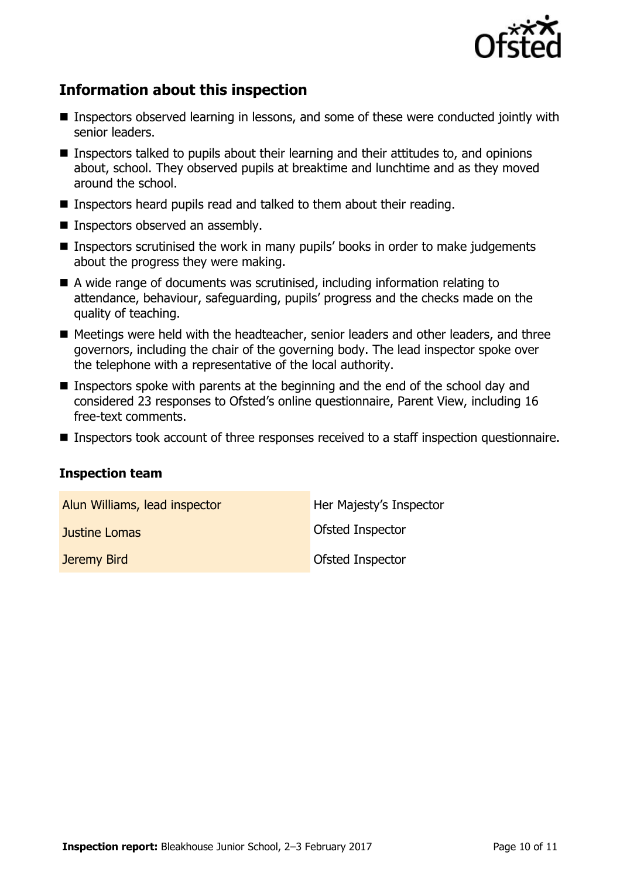## Information about this inspection

- Inspectors observed learning in lessons, and some of these were conducted jointly with senior leaders.
- Inspectors talked to pupils about their learning and their attitudes to, and opinions about, school. They observed pupils at breaktime and lunchtime and as they moved around the school.
- Inspectors heard pupils read and talked to them about their reading.
- Inspectors observed an assembly.
- Inspectors scrutinised the work in many pupils' books in order to make judgements about the progress they were making.
- A wide range of documents was scrutinised, including information relating to attendance, behaviour, safeguarding, pupils' progress and the checks made on the quality of teaching.
- Meetings were held with the headteacher, senior leaders and other leaders, and three governors, including the chair of the governing body. The lead inspector spoke over the telephone with a representative of the local authority.
- Inspectors spoke with parents at the beginning and the end of the school day and considered 23 responses to Ofsted's online questionnaire, Parent View, including 16 free-text comments.
- Inspectors took account of three responses received to a staff inspection questionnaire.

### Inspection team

| | |
|---|---|
| Alun Williams, lead inspector | Her Majesty's Inspector |
| Justine Lomas | Ofsted Inspector |
| Jeremy Bird | Ofsted Inspector |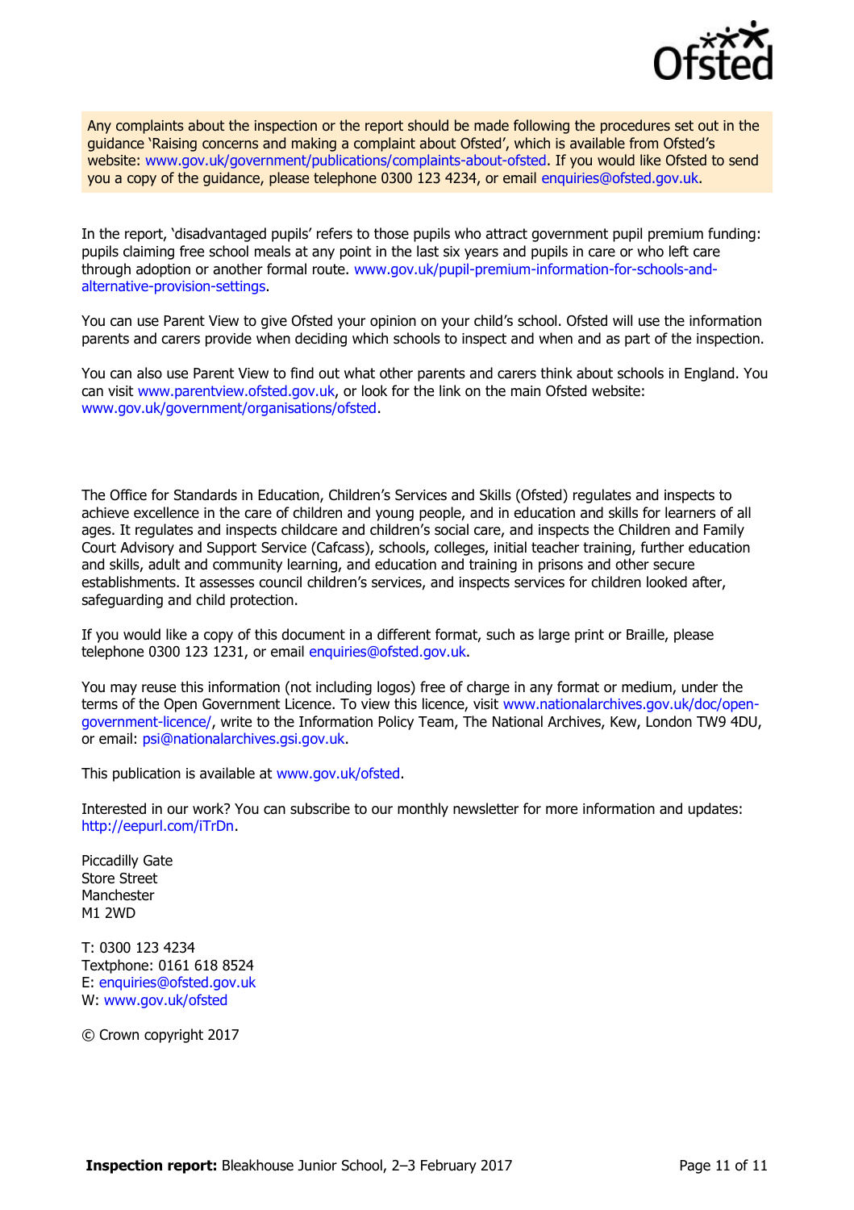Any complaints about the inspection or the report should be made following the procedures set out in the guidance 'Raising concerns and making a complaint about Ofsted', which is available from Ofsted's website: www.gov.uk/government/publications/complaints-about-ofsted. If you would like Ofsted to send you a copy of the guidance, please telephone 0300 123 4234, or email enquiries@ofsted.gov.uk.

In the report, 'disadvantaged pupils' refers to those pupils who attract government pupil premium funding: pupils claiming free school meals at any point in the last six years and pupils in care or who left care through adoption or another formal route. www.gov.uk/pupil-premium-information-for-schools-and-alternative-provision-settings.

You can use Parent View to give Ofsted your opinion on your child's school. Ofsted will use the information parents and carers provide when deciding which schools to inspect and when and as part of the inspection.

You can also use Parent View to find out what other parents and carers think about schools in England. You can visit www.parentview.ofsted.gov.uk, or look for the link on the main Ofsted website: www.gov.uk/government/organisations/ofsted.

The Office for Standards in Education, Children's Services and Skills (Ofsted) regulates and inspects to achieve excellence in the care of children and young people, and in education and skills for learners of all ages. It regulates and inspects childcare and children's social care, and inspects the Children and Family Court Advisory and Support Service (Cafcass), schools, colleges, initial teacher training, further education and skills, adult and community learning, and education and training in prisons and other secure establishments. It assesses council children's services, and inspects services for children looked after, safeguarding and child protection.

If you would like a copy of this document in a different format, such as large print or Braille, please telephone 0300 123 1231, or email enquiries@ofsted.gov.uk.

You may reuse this information (not including logos) free of charge in any format or medium, under the terms of the Open Government Licence. To view this licence, visit www.nationalarchives.gov.uk/doc/open-government-licence/, write to the Information Policy Team, The National Archives, Kew, London TW9 4DU, or email: psi@nationalarchives.gsi.gov.uk.

This publication is available at www.gov.uk/ofsted.

Interested in our work? You can subscribe to our monthly newsletter for more information and updates: http://eepurl.com/iTrDn.

Piccadilly Gate
Store Street
Manchester
M1 2WD

T: 0300 123 4234
Textphone: 0161 618 8524
E: enquiries@ofsted.gov.uk
W: www.gov.uk/ofsted

© Crown copyright 2017